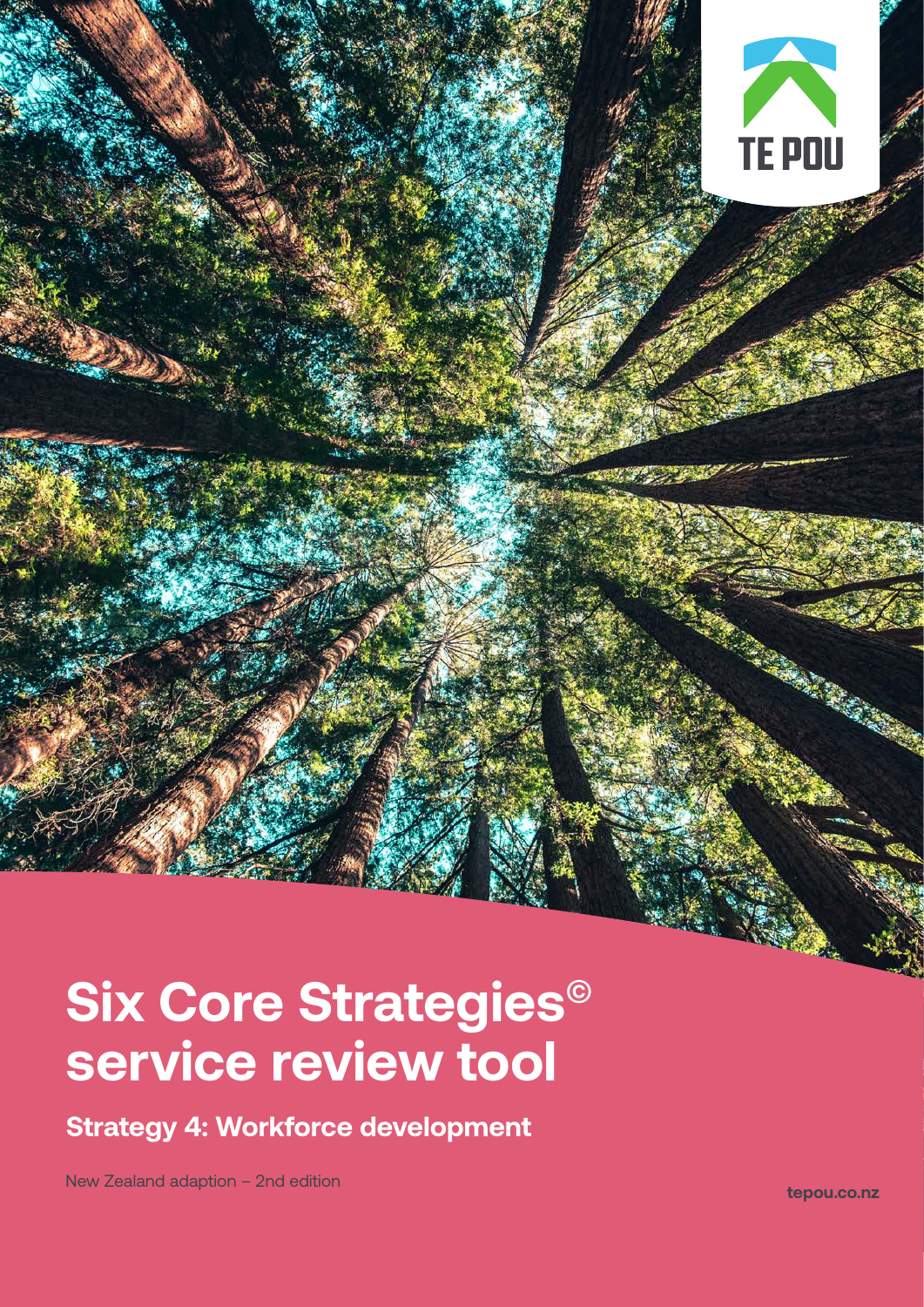TE POU

# Six Core Strategies© service review tool

## Strategy 4: Workforce development

New Zealand adaption – 2nd edition

tepou.co.nz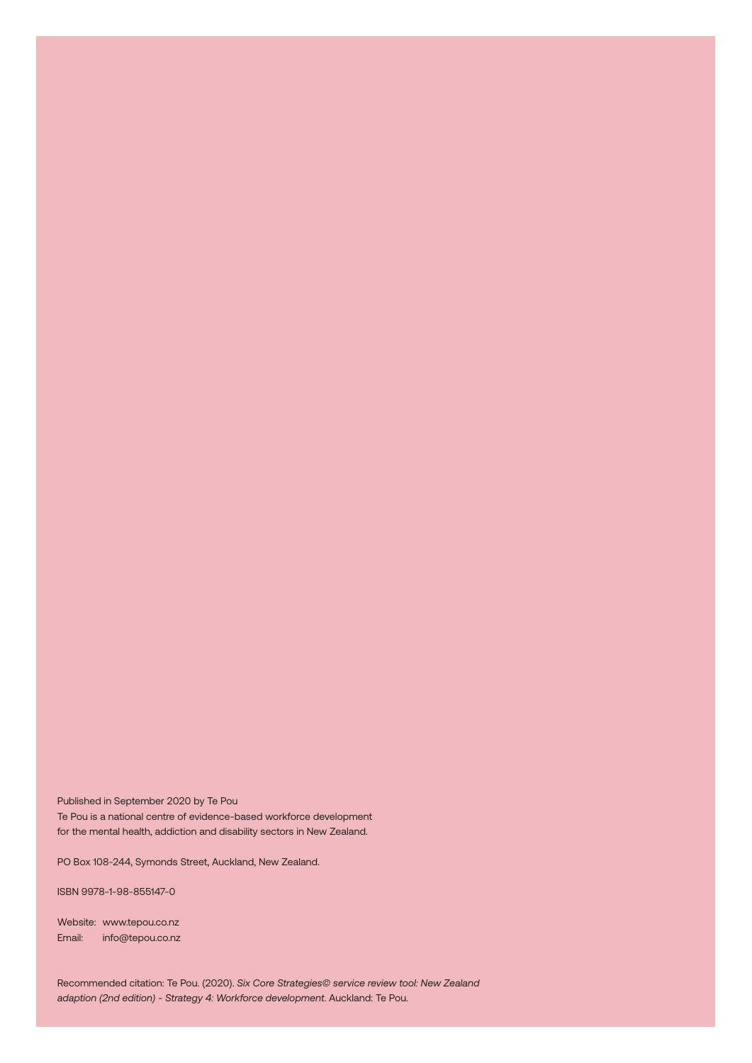Published in September 2020 by Te Pou
Te Pou is a national centre of evidence-based workforce development
for the mental health, addiction and disability sectors in New Zealand.

PO Box 108-244, Symonds Street, Auckland, New Zealand.

ISBN 9978-1-98-855147-0

Website: www.tepou.co.nz
Email: info@tepou.co.nz

Recommended citation: Te Pou. (2020). *Six Core Strategies© service review tool: New Zealand adaption (2nd edition) - Strategy 4: Workforce development*. Auckland: Te Pou.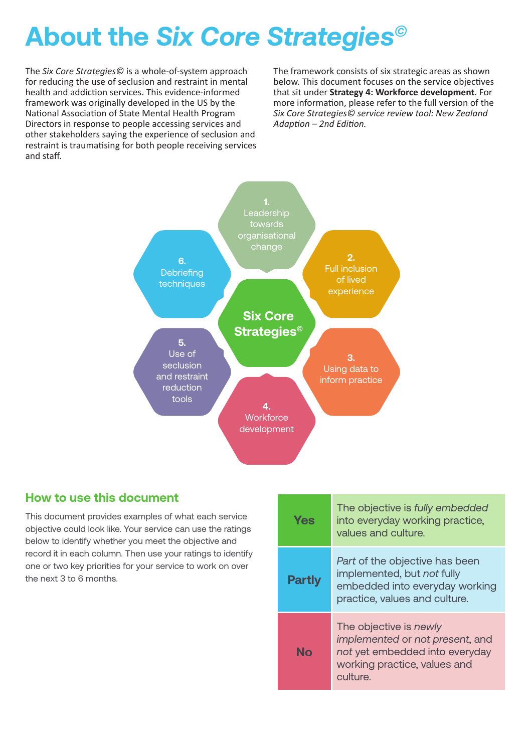# About the *Six Core Strategies©*

The *Six Core Strategies©* is a whole-of-system approach for reducing the use of seclusion and restraint in mental health and addiction services. This evidence-informed framework was originally developed in the US by the National Association of State Mental Health Program Directors in response to people accessing services and other stakeholders saying the experience of seclusion and restraint is traumatising for both people receiving services and staff.

The framework consists of six strategic areas as shown below. This document focuses on the service objectives that sit under **Strategy 4: Workforce development**. For more information, please refer to the full version of the *Six Core Strategies© service review tool: New Zealand Adaption – 2nd Edition.*

**Six Core Strategies©**

1. Leadership towards organisational change
2. Full inclusion of lived experience
3. Using data to inform practice
4. Workforce development
5. Use of seclusion and restraint reduction tools
6. Debriefing techniques

## How to use this document

This document provides examples of what each service objective could look like. Your service can use the ratings below to identify whether you meet the objective and record it in each column. Then use your ratings to identify one or two key priorities for your service to work on over the next 3 to 6 months.

| Rating | Description |
|---|---|
| **Yes** | The objective is *fully embedded* into everyday working practice, values and culture. |
| **Partly** | *Part* of the objective has been implemented, but *not* fully embedded into everyday working practice, values and culture. |
| **No** | The objective is *newly implemented* or *not present*, and *not* yet embedded into everyday working practice, values and culture. |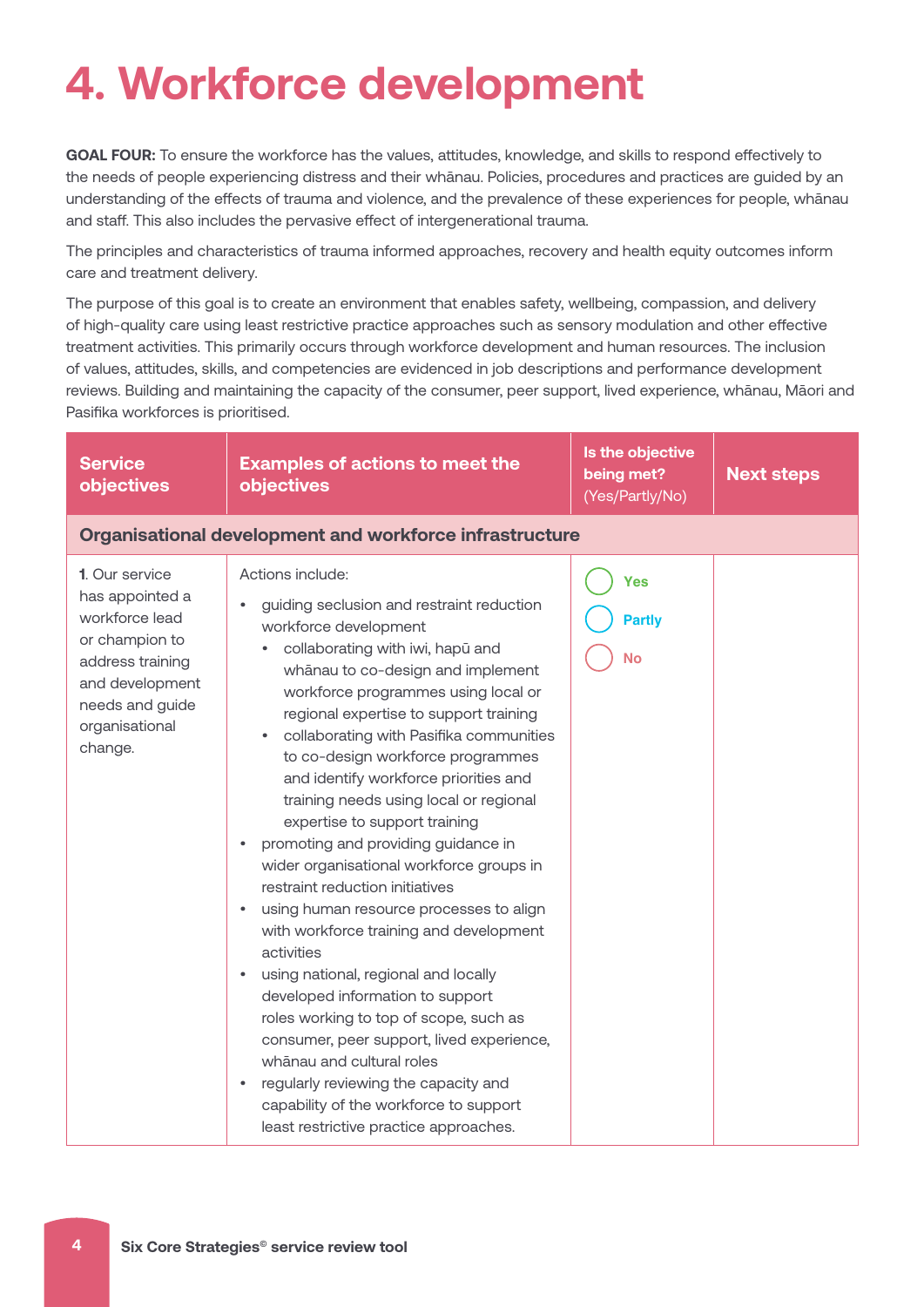# 4. Workforce development

**GOAL FOUR:** To ensure the workforce has the values, attitudes, knowledge, and skills to respond effectively to the needs of people experiencing distress and their whānau. Policies, procedures and practices are guided by an understanding of the effects of trauma and violence, and the prevalence of these experiences for people, whānau and staff. This also includes the pervasive effect of intergenerational trauma.

The principles and characteristics of trauma informed approaches, recovery and health equity outcomes inform care and treatment delivery.

The purpose of this goal is to create an environment that enables safety, wellbeing, compassion, and delivery of high-quality care using least restrictive practice approaches such as sensory modulation and other effective treatment activities. This primarily occurs through workforce development and human resources. The inclusion of values, attitudes, skills, and competencies are evidenced in job descriptions and performance development reviews. Building and maintaining the capacity of the consumer, peer support, lived experience, whānau, Māori and Pasifika workforces is prioritised.

| Service objectives | Examples of actions to meet the objectives | Is the objective being met? (Yes/Partly/No) | Next steps |
|---|---|---|---|
| **Organisational development and workforce infrastructure** | | | |
| 1. Our service has appointed a workforce lead or champion to address training and development needs and guide organisational change. | Actions include:<br>• guiding seclusion and restraint reduction workforce development<br>&nbsp;&nbsp;◦ collaborating with iwi, hapū and whānau to co-design and implement workforce programmes using local or regional expertise to support training<br>&nbsp;&nbsp;◦ collaborating with Pasifika communities to co-design workforce programmes and identify workforce priorities and training needs using local or regional expertise to support training<br>• promoting and providing guidance in wider organisational workforce groups in restraint reduction initiatives<br>• using human resource processes to align with workforce training and development activities<br>• using national, regional and locally developed information to support roles working to top of scope, such as consumer, peer support, lived experience, whānau and cultural roles<br>• regularly reviewing the capacity and capability of the workforce to support least restrictive practice approaches. | ◯ Yes<br>◯ Partly<br>◯ No | |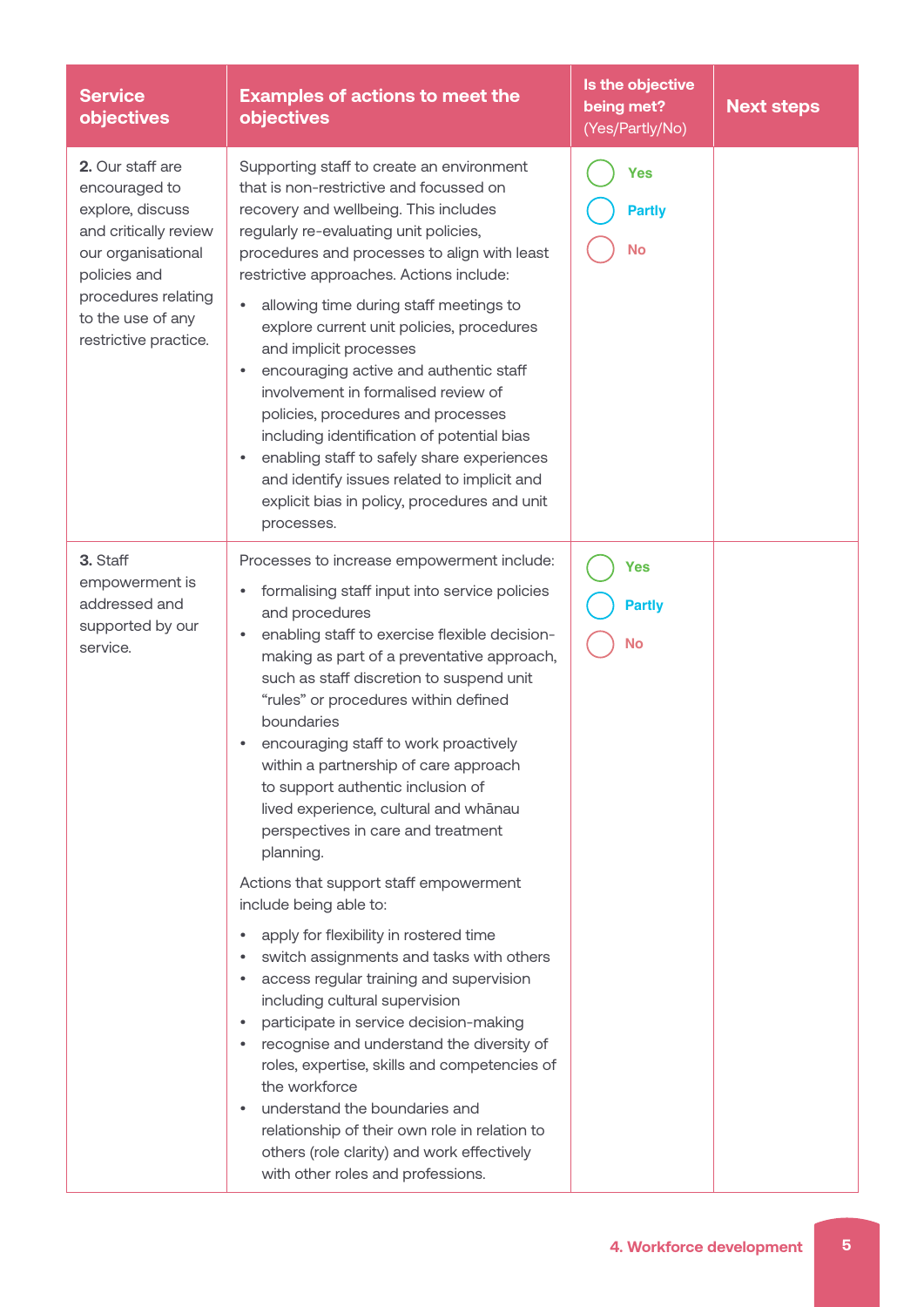| Service objectives | Examples of actions to meet the objectives | Is the objective being met? (Yes/Partly/No) | Next steps |
|---|---|---|---|
| **2.** Our staff are encouraged to explore, discuss and critically review our organisational policies and procedures relating to the use of any restrictive practice. | Supporting staff to create an environment that is non-restrictive and focussed on recovery and wellbeing. This includes regularly re-evaluating unit policies, procedures and processes to align with least restrictive approaches. Actions include:<br>• allowing time during staff meetings to explore current unit policies, procedures and implicit processes<br>• encouraging active and authentic staff involvement in formalised review of policies, procedures and processes including identification of potential bias<br>• enabling staff to safely share experiences and identify issues related to implicit and explicit bias in policy, procedures and unit processes. | ◯ Yes<br>◯ Partly<br>◯ No | |
| **3.** Staff empowerment is addressed and supported by our service. | Processes to increase empowerment include:<br>• formalising staff input into service policies and procedures<br>• enabling staff to exercise flexible decision-making as part of a preventative approach, such as staff discretion to suspend unit "rules" or procedures within defined boundaries<br>• encouraging staff to work proactively within a partnership of care approach to support authentic inclusion of lived experience, cultural and whānau perspectives in care and treatment planning.<br><br>Actions that support staff empowerment include being able to:<br>• apply for flexibility in rostered time<br>• switch assignments and tasks with others<br>• access regular training and supervision including cultural supervision<br>• participate in service decision-making<br>• recognise and understand the diversity of roles, expertise, skills and competencies of the workforce<br>• understand the boundaries and relationship of their own role in relation to others (role clarity) and work effectively with other roles and professions. | ◯ Yes<br>◯ Partly<br>◯ No | |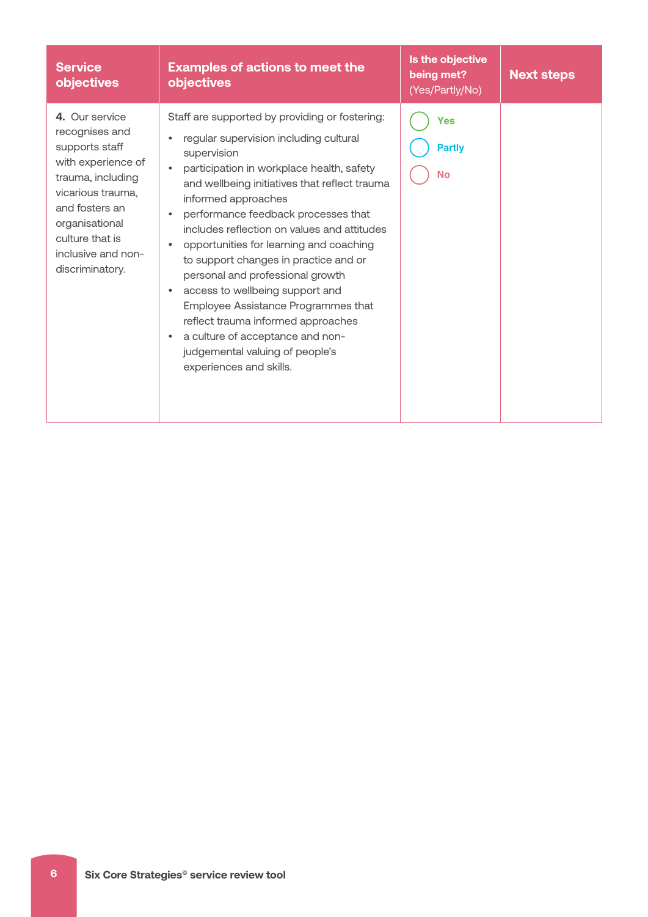| Service objectives | Examples of actions to meet the objectives | Is the objective being met? (Yes/Partly/No) | Next steps |
|---|---|---|---|
| **4.** Our service recognises and supports staff with experience of trauma, including vicarious trauma, and fosters an organisational culture that is inclusive and non-discriminatory. | Staff are supported by providing or fostering:<br>• regular supervision including cultural supervision<br>• participation in workplace health, safety and wellbeing initiatives that reflect trauma informed approaches<br>• performance feedback processes that includes reflection on values and attitudes<br>• opportunities for learning and coaching to support changes in practice and or personal and professional growth<br>• access to wellbeing support and Employee Assistance Programmes that reflect trauma informed approaches<br>• a culture of acceptance and non-judgemental valuing of people's experiences and skills. | ◯ Yes<br>◯ Partly<br>◯ No | |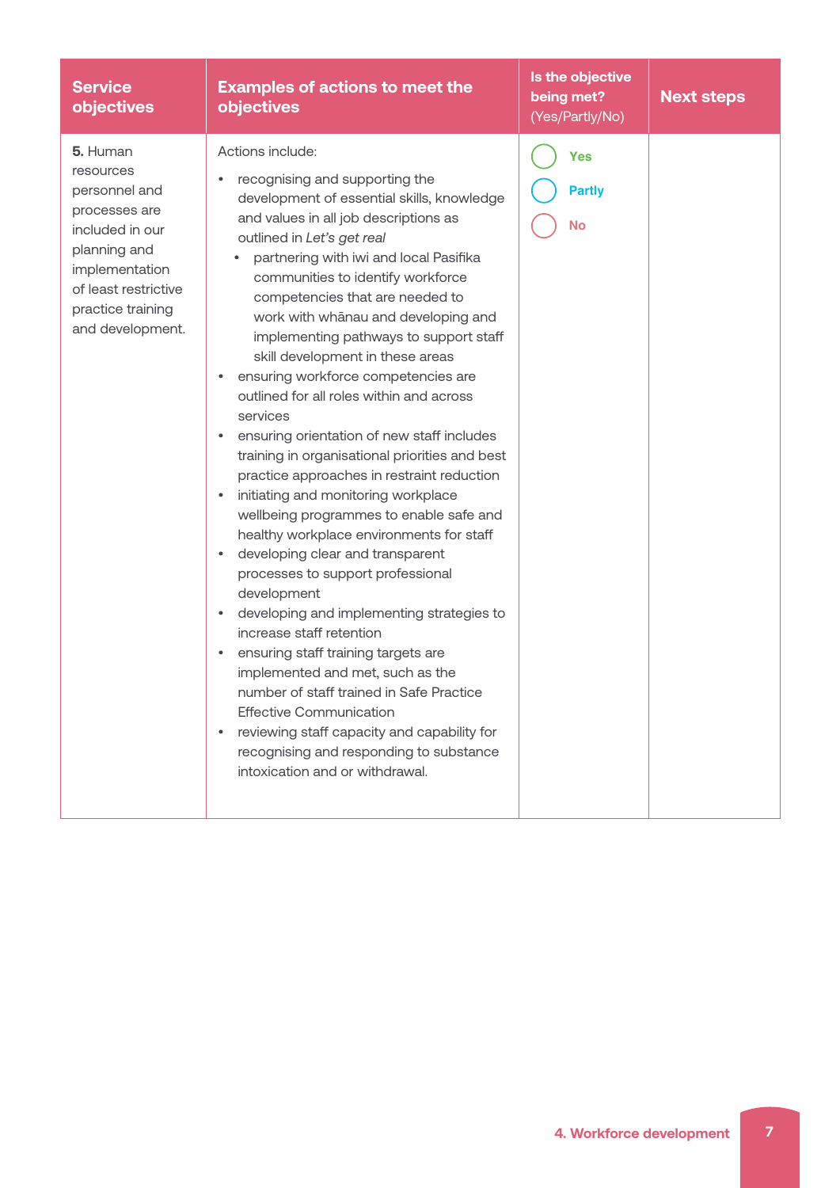| Service objectives | Examples of actions to meet the objectives | Is the objective being met? (Yes/Partly/No) | Next steps |
|---|---|---|---|
| **5.** Human resources personnel and processes are included in our planning and implementation of least restrictive practice training and development. | Actions include:<br>• recognising and supporting the development of essential skills, knowledge and values in all job descriptions as outlined in *Let's get real*<br>  ◦ partnering with iwi and local Pasifika communities to identify workforce competencies that are needed to work with whānau and developing and implementing pathways to support staff skill development in these areas<br>• ensuring workforce competencies are outlined for all roles within and across services<br>• ensuring orientation of new staff includes training in organisational priorities and best practice approaches in restraint reduction<br>• initiating and monitoring workplace wellbeing programmes to enable safe and healthy workplace environments for staff<br>• developing clear and transparent processes to support professional development<br>• developing and implementing strategies to increase staff retention<br>• ensuring staff training targets are implemented and met, such as the number of staff trained in Safe Practice Effective Communication<br>• reviewing staff capacity and capability for recognising and responding to substance intoxication and or withdrawal. | ○ Yes<br>○ Partly<br>○ No | |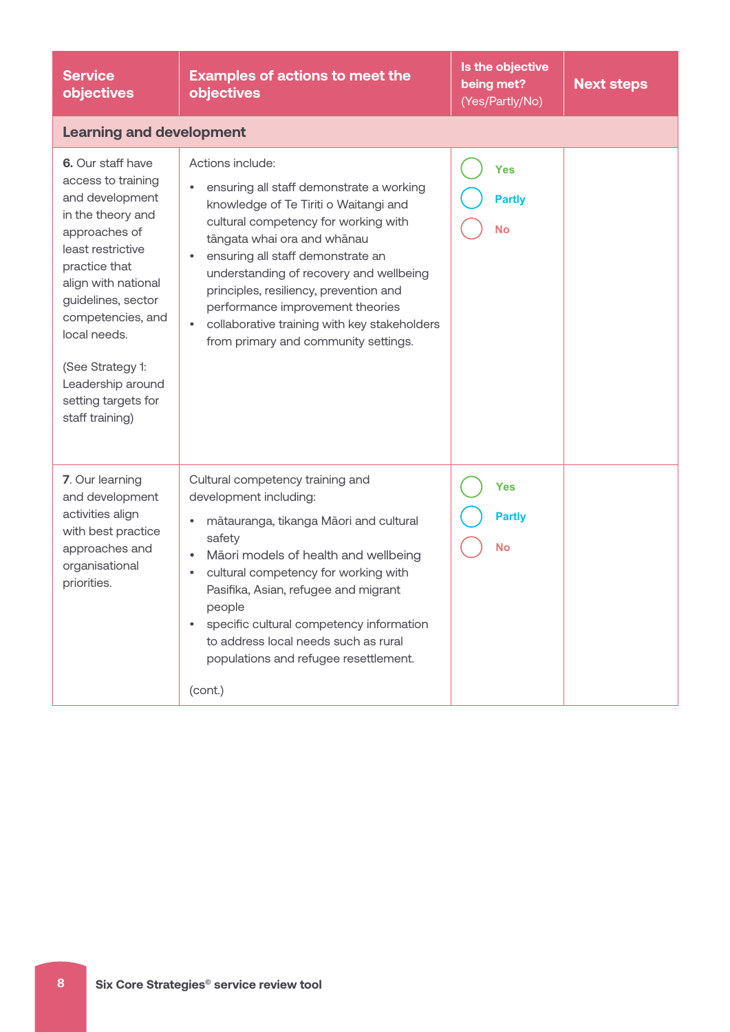| Service objectives | Examples of actions to meet the objectives | Is the objective being met? (Yes/Partly/No) | Next steps |
|---|---|---|---|
| **Learning and development** | | | |
| **6.** Our staff have access to training and development in the theory and approaches of least restrictive practice that align with national guidelines, sector competencies, and local needs.<br><br>(See Strategy 1: Leadership around setting targets for staff training) | Actions include:<br>• ensuring all staff demonstrate a working knowledge of Te Tiriti o Waitangi and cultural competency for working with tāngata whai ora and whānau<br>• ensuring all staff demonstrate an understanding of recovery and wellbeing principles, resiliency, prevention and performance improvement theories<br>• collaborative training with key stakeholders from primary and community settings. | ○ Yes<br>○ Partly<br>○ No | |
| **7**. Our learning and development activities align with best practice approaches and organisational priorities. | Cultural competency training and development including:<br>• mātauranga, tikanga Māori and cultural safety<br>• Māori models of health and wellbeing<br>• cultural competency for working with Pasifika, Asian, refugee and migrant people<br>• specific cultural competency information to address local needs such as rural populations and refugee resettlement.<br><br>(cont.) | ○ Yes<br>○ Partly<br>○ No | |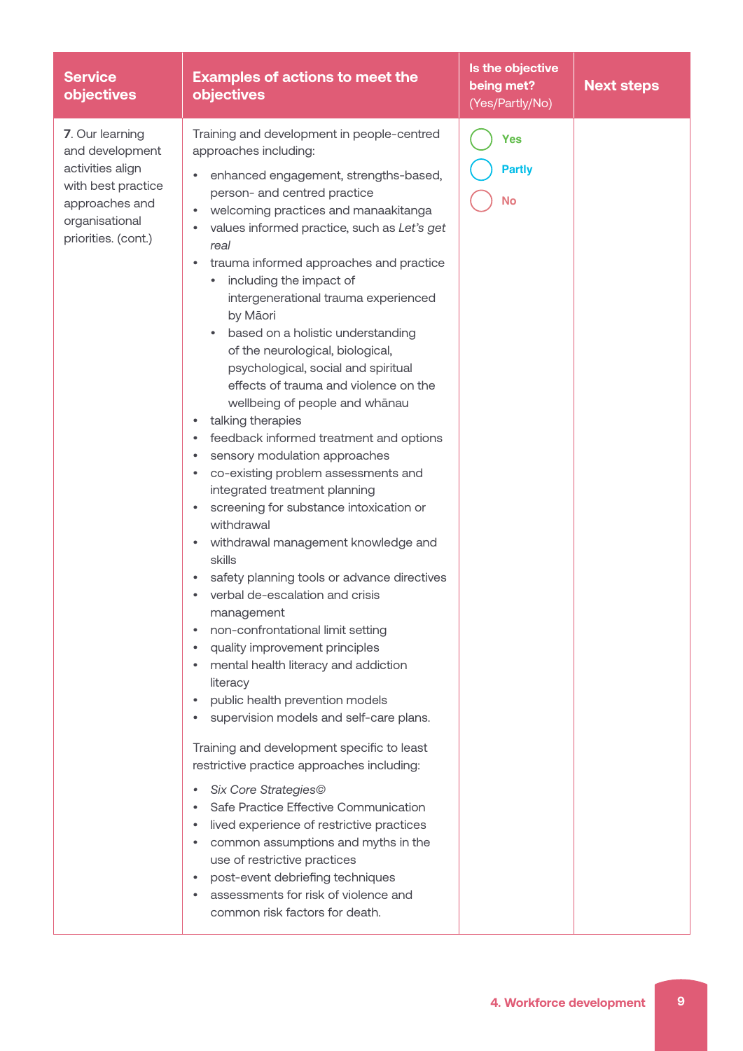| Service objectives | Examples of actions to meet the objectives | Is the objective being met? (Yes/Partly/No) | Next steps |
|---|---|---|---|
| **7**. Our learning and development activities align with best practice approaches and organisational priorities. (cont.) | Training and development in people-centred approaches including:<br>• enhanced engagement, strengths-based, person- and centred practice<br>• welcoming practices and manaakitanga<br>• values informed practice, such as *Let's get real*<br>• trauma informed approaches and practice<br>  ◦ including the impact of intergenerational trauma experienced by Māori<br>  ◦ based on a holistic understanding of the neurological, biological, psychological, social and spiritual effects of trauma and violence on the wellbeing of people and whānau<br>• talking therapies<br>• feedback informed treatment and options<br>• sensory modulation approaches<br>• co-existing problem assessments and integrated treatment planning<br>• screening for substance intoxication or withdrawal<br>• withdrawal management knowledge and skills<br>• safety planning tools or advance directives<br>• verbal de-escalation and crisis management<br>• non-confrontational limit setting<br>• quality improvement principles<br>• mental health literacy and addiction literacy<br>• public health prevention models<br>• supervision models and self-care plans.<br><br>Training and development specific to least restrictive practice approaches including:<br>• *Six Core Strategies©*<br>• Safe Practice Effective Communication<br>• lived experience of restrictive practices<br>• common assumptions and myths in the use of restrictive practices<br>• post-event debriefing techniques<br>• assessments for risk of violence and common risk factors for death. | ◯ Yes<br>◯ Partly<br>◯ No | |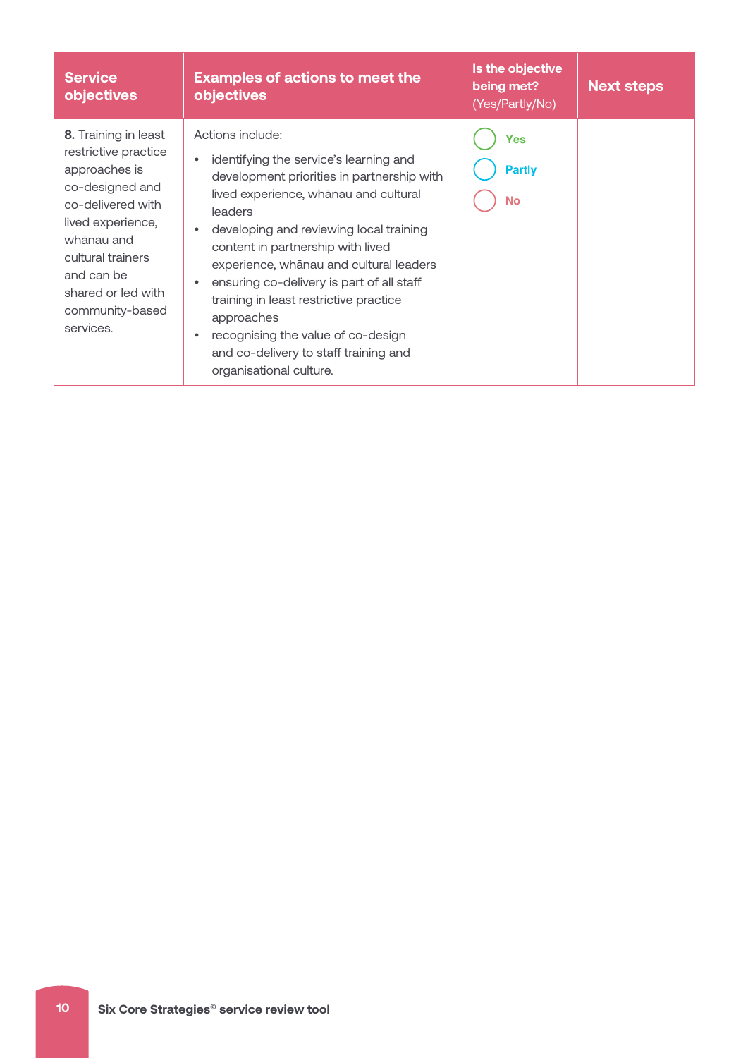| Service objectives | Examples of actions to meet the objectives | Is the objective being met? (Yes/Partly/No) | Next steps |
|---|---|---|---|
| **8.** Training in least restrictive practice approaches is co-designed and co-delivered with lived experience, whānau and cultural trainers and can be shared or led with community-based services. | Actions include:<br>• identifying the service's learning and development priorities in partnership with lived experience, whānau and cultural leaders<br>• developing and reviewing local training content in partnership with lived experience, whānau and cultural leaders<br>• ensuring co-delivery is part of all staff training in least restrictive practice approaches<br>• recognising the value of co-design and co-delivery to staff training and organisational culture. | ◯ Yes<br>◯ Partly<br>◯ No | |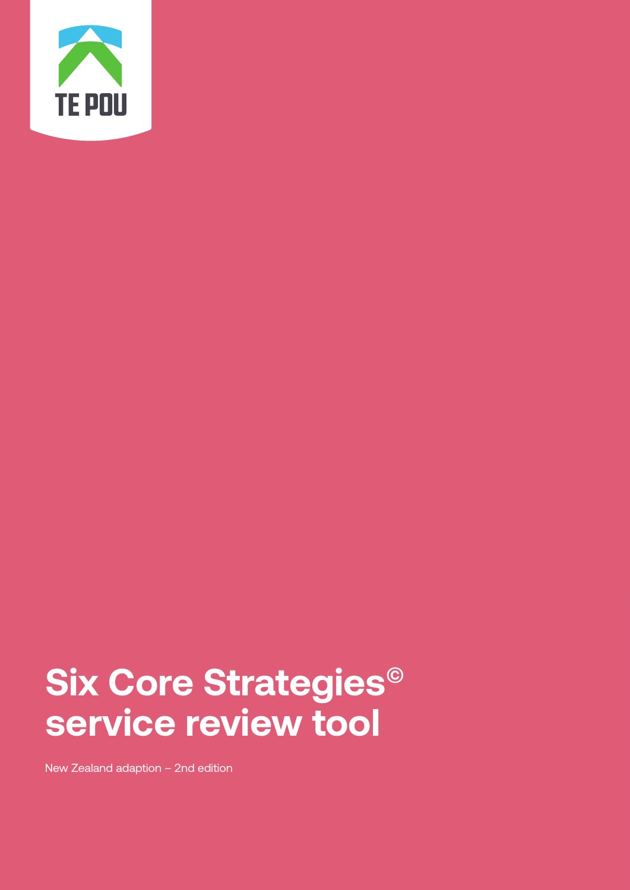TE POU

# Six Core Strategies© service review tool

New Zealand adaption – 2nd edition